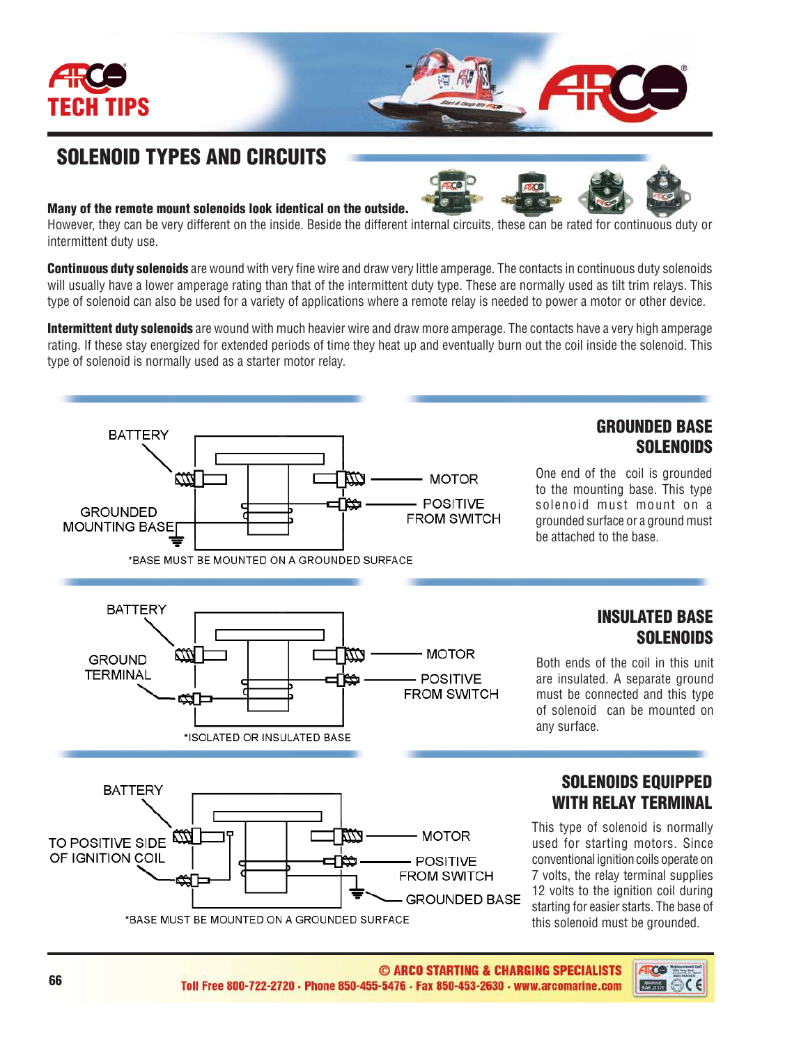# SOLENOID TYPES AND CIRCUITS

**Many of the remote mount solenoids look identical on the outside.**
However, they can be very different on the inside. Beside the different internal circuits, these can be rated for continuous duty or intermittent duty use.

**Continuous duty solenoids** are wound with very fine wire and draw very little amperage. The contacts in continuous duty solenoids will usually have a lower amperage rating than that of the intermittent duty type. These are normally used as tilt trim relays. This type of solenoid can also be used for a variety of applications where a remote relay is needed to power a motor or other device.

**Intermittent duty solenoids** are wound with much heavier wire and draw more amperage. The contacts have a very high amperage rating. If these stay energized for extended periods of time they heat up and eventually burn out the coil inside the solenoid. This type of solenoid is normally used as a starter motor relay.

BATTERY
MOTOR
POSITIVE FROM SWITCH
GROUNDED MOUNTING BASE
*BASE MUST BE MOUNTED ON A GROUNDED SURFACE

## GROUNDED BASE SOLENOIDS

One end of the coil is grounded to the mounting base. This type solenoid must mount on a grounded surface or a ground must be attached to the base.

BATTERY
GROUND TERMINAL
MOTOR
POSITIVE FROM SWITCH
*ISOLATED OR INSULATED BASE

## INSULATED BASE SOLENOIDS

Both ends of the coil in this unit are insulated. A separate ground must be connected and this type of solenoid can be mounted on any surface.

BATTERY
TO POSITIVE SIDE OF IGNITION COIL
MOTOR
POSITIVE FROM SWITCH
GROUNDED BASE
*BASE MUST BE MOUNTED ON A GROUNDED SURFACE

## SOLENOIDS EQUIPPED WITH RELAY TERMINAL

This type of solenoid is normally used for starting motors. Since conventional ignition coils operate on 7 volts, the relay terminal supplies 12 volts to the ignition coil during starting for easier starts. The base of this solenoid must be grounded.

© ARCO STARTING & CHARGING SPECIALISTS
Toll Free 800-722-2720 · Phone 850-455-5476 · Fax 850-453-2630 · www.arcomarine.com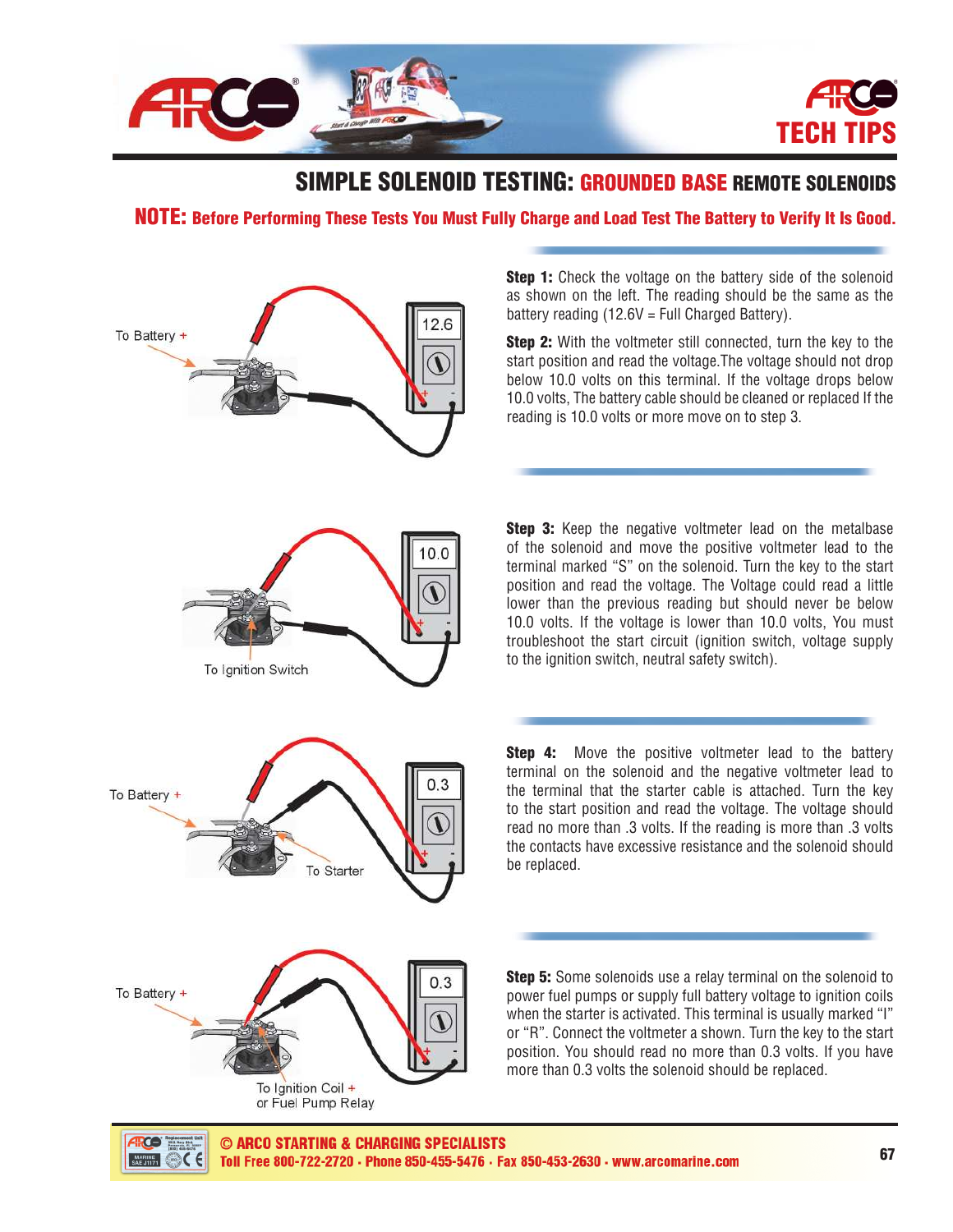# SIMPLE SOLENOID TESTING: GROUNDED BASE REMOTE SOLENOIDS

**NOTE: Before Performing These Tests You Must Fully Charge and Load Test The Battery to Verify It Is Good.**

To Battery +

12.6

**Step 1:** Check the voltage on the battery side of the solenoid as shown on the left. The reading should be the same as the battery reading (12.6V = Full Charged Battery).

**Step 2:** With the voltmeter still connected, turn the key to the start position and read the voltage.The voltage should not drop below 10.0 volts on this terminal. If the voltage drops below 10.0 volts, The battery cable should be cleaned or replaced If the reading is 10.0 volts or more move on to step 3.

10.0

To Ignition Switch

**Step 3:** Keep the negative voltmeter lead on the metalbase of the solenoid and move the positive voltmeter lead to the terminal marked "S" on the solenoid. Turn the key to the start position and read the voltage. The Voltage could read a little lower than the previous reading but should never be below 10.0 volts. If the voltage is lower than 10.0 volts, You must troubleshoot the start circuit (ignition switch, voltage supply to the ignition switch, neutral safety switch).

To Battery +

0.3

To Starter

**Step 4:** Move the positive voltmeter lead to the battery terminal on the solenoid and the negative voltmeter lead to the terminal that the starter cable is attached. Turn the key to the start position and read the voltage. The voltage should read no more than .3 volts. If the reading is more than .3 volts the contacts have excessive resistance and the solenoid should be replaced.

To Battery +

0.3

To Ignition Coil +
or Fuel Pump Relay

**Step 5:** Some solenoids use a relay terminal on the solenoid to power fuel pumps or supply full battery voltage to ignition coils when the starter is activated. This terminal is usually marked "I" or "R". Connect the voltmeter a shown. Turn the key to the start position. You should read no more than 0.3 volts. If you have more than 0.3 volts the solenoid should be replaced.

© ARCO STARTING & CHARGING SPECIALISTS
Toll Free 800-722-2720 · Phone 850-455-5476 · Fax 850-453-2630 · www.arcomarine.com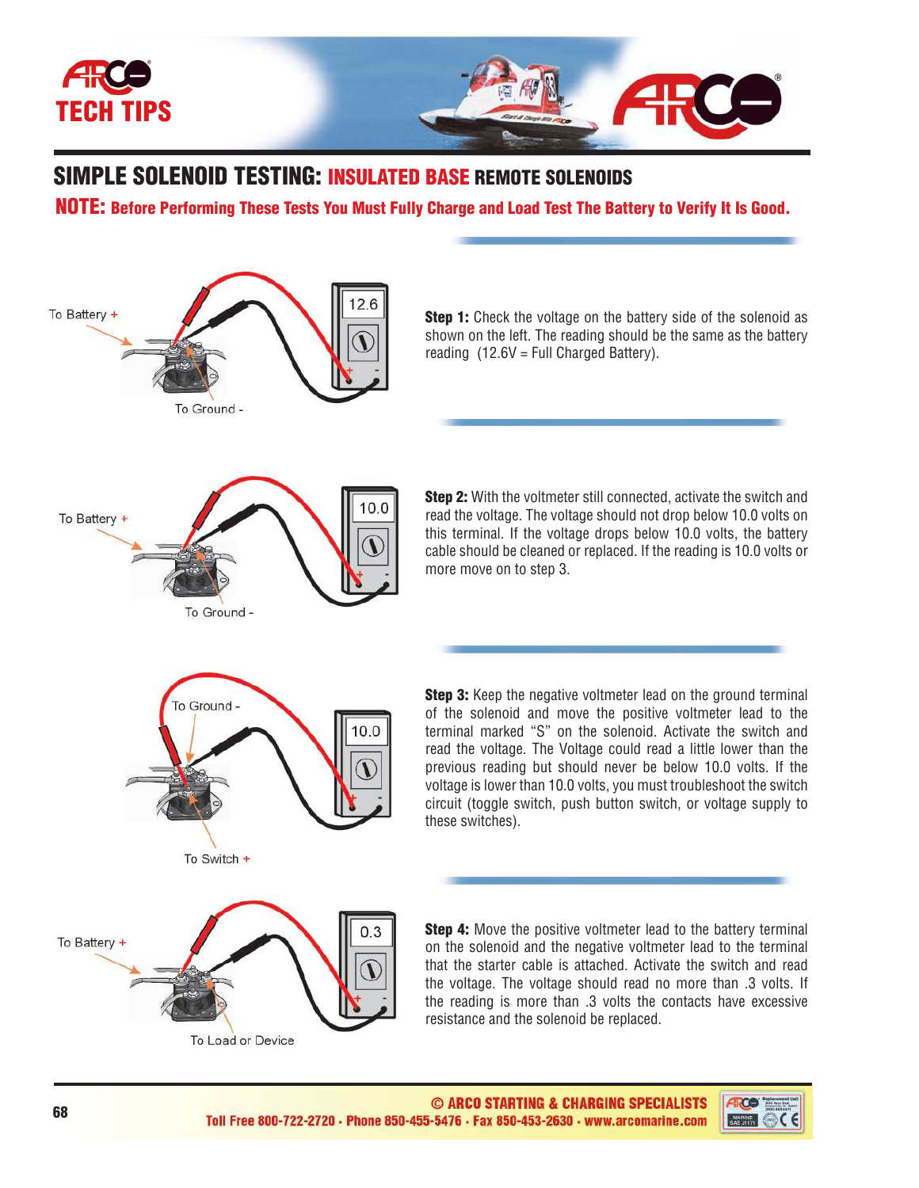# SIMPLE SOLENOID TESTING: INSULATED BASE REMOTE SOLENOIDS

**NOTE: Before Performing These Tests You Must Fully Charge and Load Test The Battery to Verify It Is Good.**

To Battery +

To Ground -

12.6

**Step 1:** Check the voltage on the battery side of the solenoid as shown on the left. The reading should be the same as the battery reading (12.6V = Full Charged Battery).

To Battery +

To Ground -

10.0

**Step 2:** With the voltmeter still connected, activate the switch and read the voltage. The voltage should not drop below 10.0 volts on this terminal. If the voltage drops below 10.0 volts, the battery cable should be cleaned or replaced. If the reading is 10.0 volts or more move on to step 3.

To Ground -

To Switch +

10.0

**Step 3:** Keep the negative voltmeter lead on the ground terminal of the solenoid and move the positive voltmeter lead to the terminal marked "S" on the solenoid. Activate the switch and read the voltage. The Voltage could read a little lower than the previous reading but should never be below 10.0 volts. If the voltage is lower than 10.0 volts, you must troubleshoot the switch circuit (toggle switch, push button switch, or voltage supply to these switches).

To Battery +

To Load or Device

0.3

**Step 4:** Move the positive voltmeter lead to the battery terminal on the solenoid and the negative voltmeter lead to the terminal that the starter cable is attached. Activate the switch and read the voltage. The voltage should read no more than .3 volts. If the reading is more than .3 volts the contacts have excessive resistance and the solenoid be replaced.

© ARCO STARTING & CHARGING SPECIALISTS
Toll Free 800-722-2720 · Phone 850-455-5476 · Fax 850-453-2630 · www.arcomarine.com